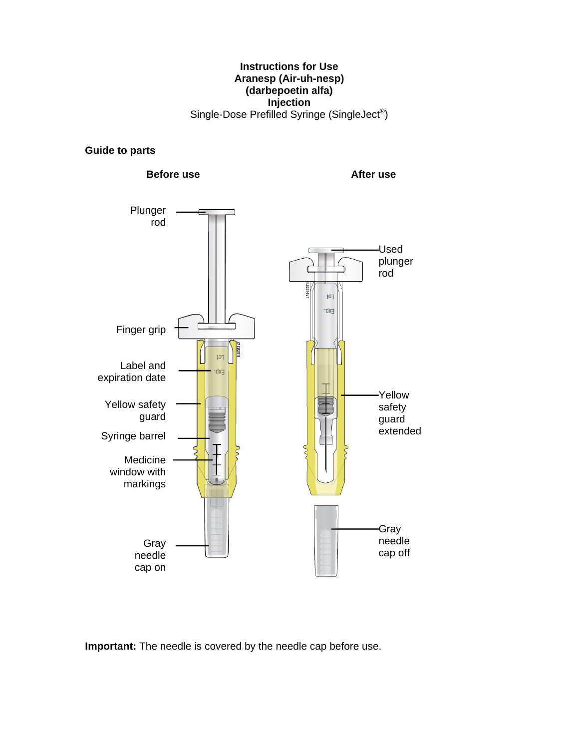**Instructions for Use**
**Aranesp (Air-uh-nesp)**
**(darbepoetin alfa)**
**Injection**
Single-Dose Prefilled Syringe (SingleJect®)

**Guide to parts**

**Before use**

Plunger rod

Finger grip

Label and expiration date

Yellow safety guard

Syringe barrel

Medicine window with markings

Gray needle cap on

**After use**

Used plunger rod

Yellow safety guard extended

Gray needle cap off

**Important:** The needle is covered by the needle cap before use.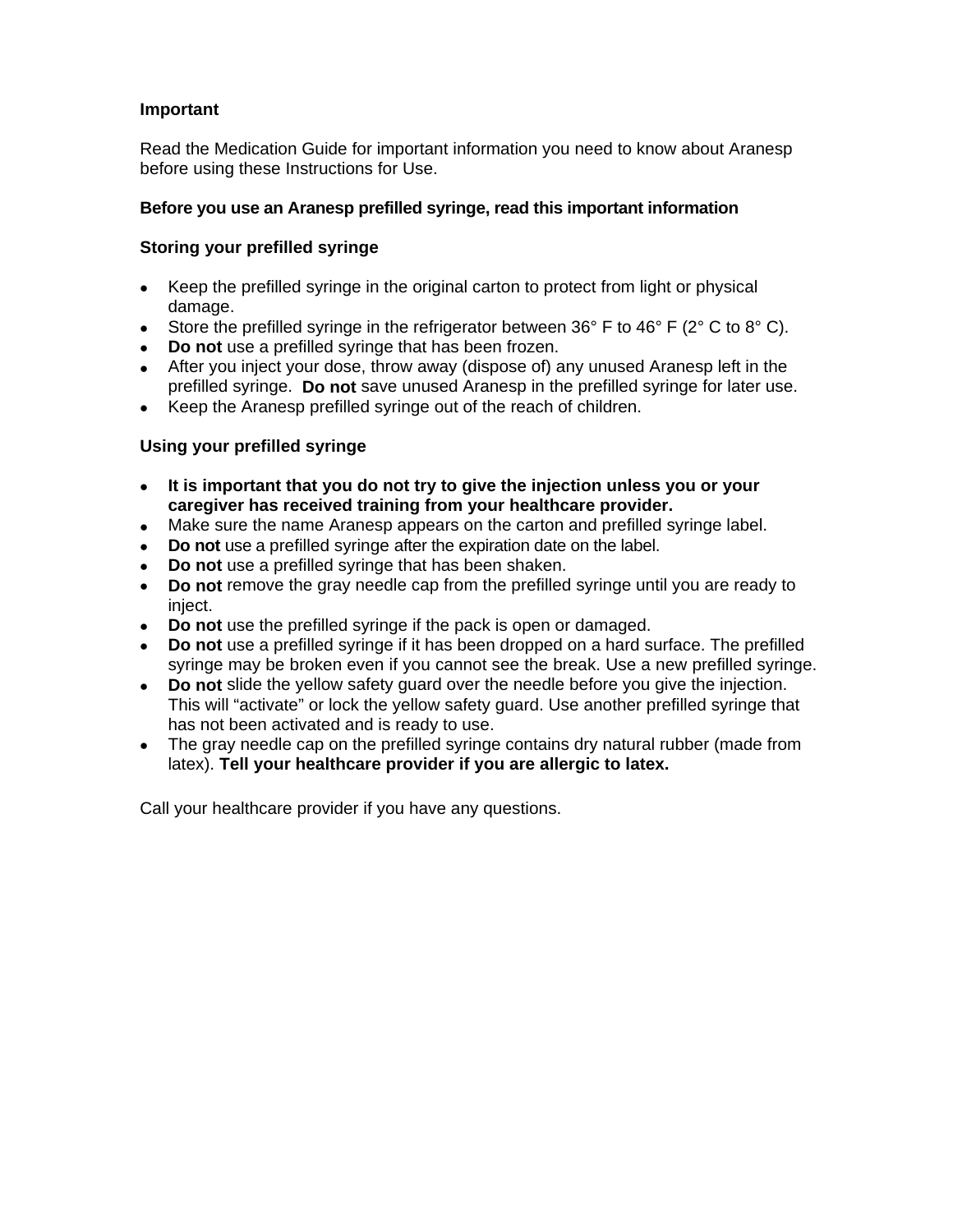**Important**

Read the Medication Guide for important information you need to know about Aranesp before using these Instructions for Use.

**Before you use an Aranesp prefilled syringe, read this important information**

**Storing your prefilled syringe**

- Keep the prefilled syringe in the original carton to protect from light or physical damage.
- Store the prefilled syringe in the refrigerator between 36° F to 46° F (2° C to 8° C).
- **Do not** use a prefilled syringe that has been frozen.
- After you inject your dose, throw away (dispose of) any unused Aranesp left in the prefilled syringe. **Do not** save unused Aranesp in the prefilled syringe for later use.
- Keep the Aranesp prefilled syringe out of the reach of children.

**Using your prefilled syringe**

- **It is important that you do not try to give the injection unless you or your caregiver has received training from your healthcare provider.**
- Make sure the name Aranesp appears on the carton and prefilled syringe label.
- **Do not** use a prefilled syringe after the expiration date on the label.
- **Do not** use a prefilled syringe that has been shaken.
- **Do not** remove the gray needle cap from the prefilled syringe until you are ready to inject.
- **Do not** use the prefilled syringe if the pack is open or damaged.
- **Do not** use a prefilled syringe if it has been dropped on a hard surface. The prefilled syringe may be broken even if you cannot see the break. Use a new prefilled syringe.
- **Do not** slide the yellow safety guard over the needle before you give the injection. This will "activate" or lock the yellow safety guard. Use another prefilled syringe that has not been activated and is ready to use.
- The gray needle cap on the prefilled syringe contains dry natural rubber (made from latex). **Tell your healthcare provider if you are allergic to latex.**

Call your healthcare provider if you have any questions.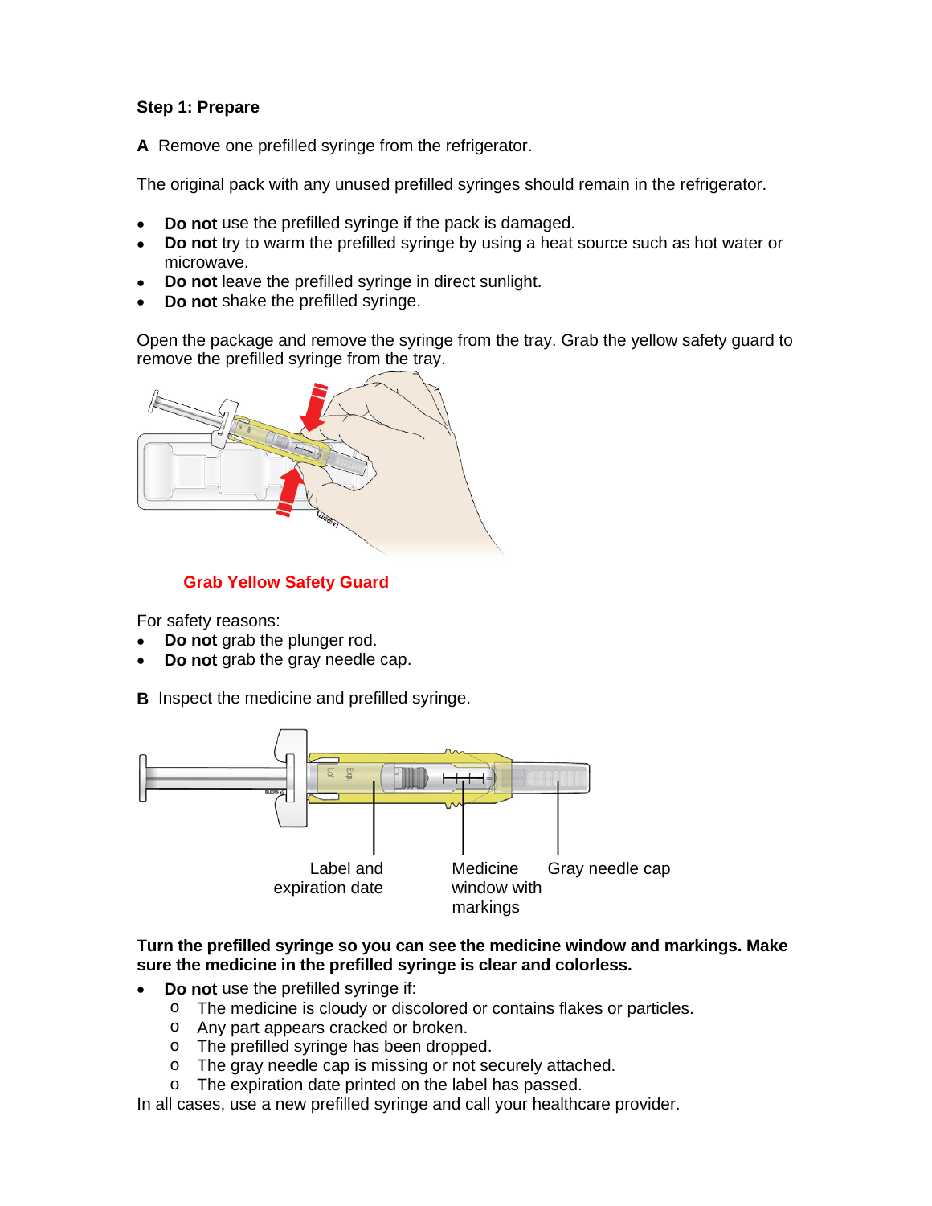**Step 1: Prepare**

**A** Remove one prefilled syringe from the refrigerator.

The original pack with any unused prefilled syringes should remain in the refrigerator.

- **Do not** use the prefilled syringe if the pack is damaged.
- **Do not** try to warm the prefilled syringe by using a heat source such as hot water or microwave.
- **Do not** leave the prefilled syringe in direct sunlight.
- **Do not** shake the prefilled syringe.

Open the package and remove the syringe from the tray. Grab the yellow safety guard to remove the prefilled syringe from the tray.

**Grab Yellow Safety Guard**

For safety reasons:

- **Do not** grab the plunger rod.
- **Do not** grab the gray needle cap.

**B** Inspect the medicine and prefilled syringe.

Label and expiration date

Medicine window with markings

Gray needle cap

**Turn the prefilled syringe so you can see the medicine window and markings. Make sure the medicine in the prefilled syringe is clear and colorless.**

- **Do not** use the prefilled syringe if:
  - The medicine is cloudy or discolored or contains flakes or particles.
  - Any part appears cracked or broken.
  - The prefilled syringe has been dropped.
  - The gray needle cap is missing or not securely attached.
  - The expiration date printed on the label has passed.

In all cases, use a new prefilled syringe and call your healthcare provider.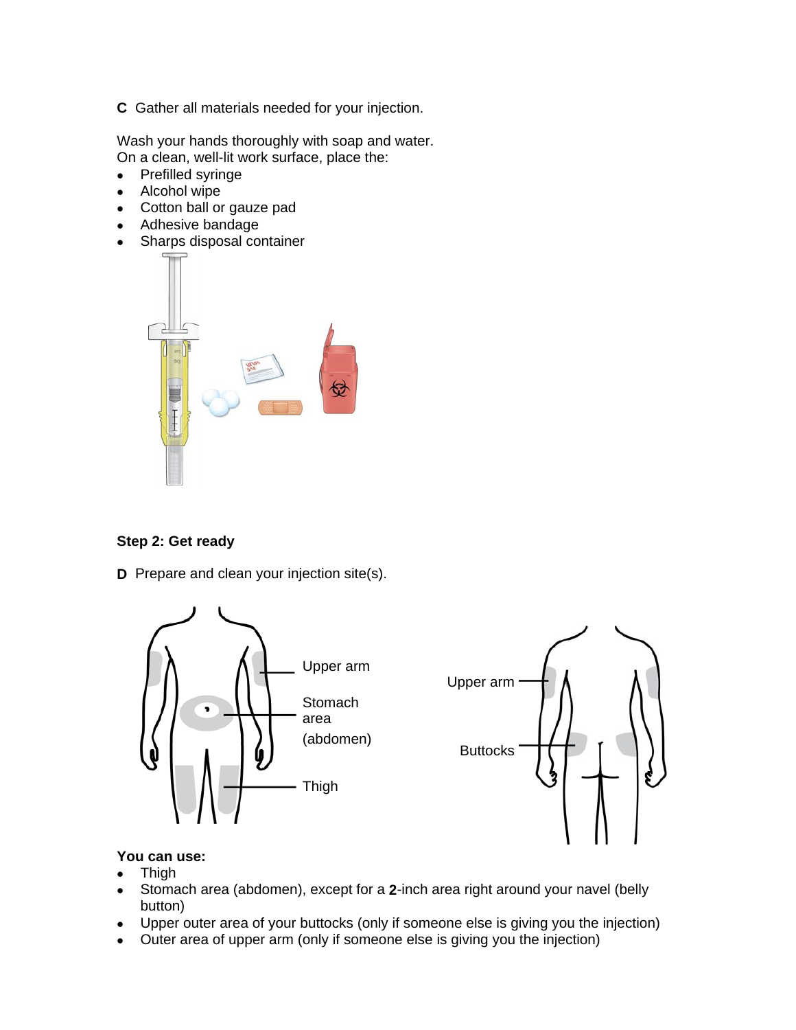**C** Gather all materials needed for your injection.

Wash your hands thoroughly with soap and water.
On a clean, well-lit work surface, place the:

- Prefilled syringe
- Alcohol wipe
- Cotton ball or gauze pad
- Adhesive bandage
- Sharps disposal container

**Step 2: Get ready**

**D** Prepare and clean your injection site(s).

Upper arm

Stomach area (abdomen)

Thigh

Upper arm

Buttocks

**You can use:**

- Thigh
- Stomach area (abdomen), except for a 2-inch area right around your navel (belly button)
- Upper outer area of your buttocks (only if someone else is giving you the injection)
- Outer area of upper arm (only if someone else is giving you the injection)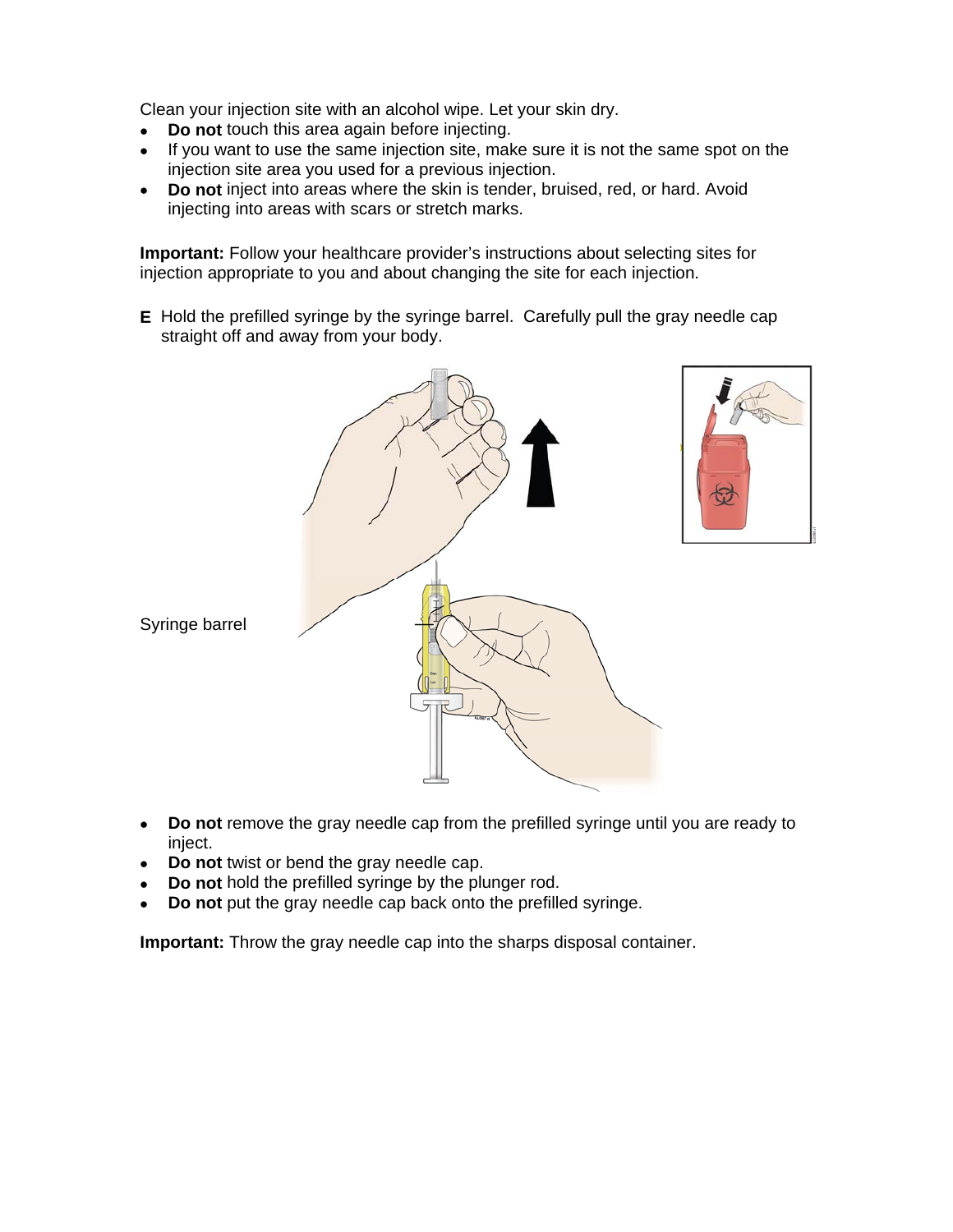Clean your injection site with an alcohol wipe. Let your skin dry.

- **Do not** touch this area again before injecting.
- If you want to use the same injection site, make sure it is not the same spot on the injection site area you used for a previous injection.
- **Do not** inject into areas where the skin is tender, bruised, red, or hard. Avoid injecting into areas with scars or stretch marks.

**Important:** Follow your healthcare provider's instructions about selecting sites for injection appropriate to you and about changing the site for each injection.

**E** Hold the prefilled syringe by the syringe barrel. Carefully pull the gray needle cap straight off and away from your body.

Syringe barrel

- **Do not** remove the gray needle cap from the prefilled syringe until you are ready to inject.
- **Do not** twist or bend the gray needle cap.
- **Do not** hold the prefilled syringe by the plunger rod.
- **Do not** put the gray needle cap back onto the prefilled syringe.

**Important:** Throw the gray needle cap into the sharps disposal container.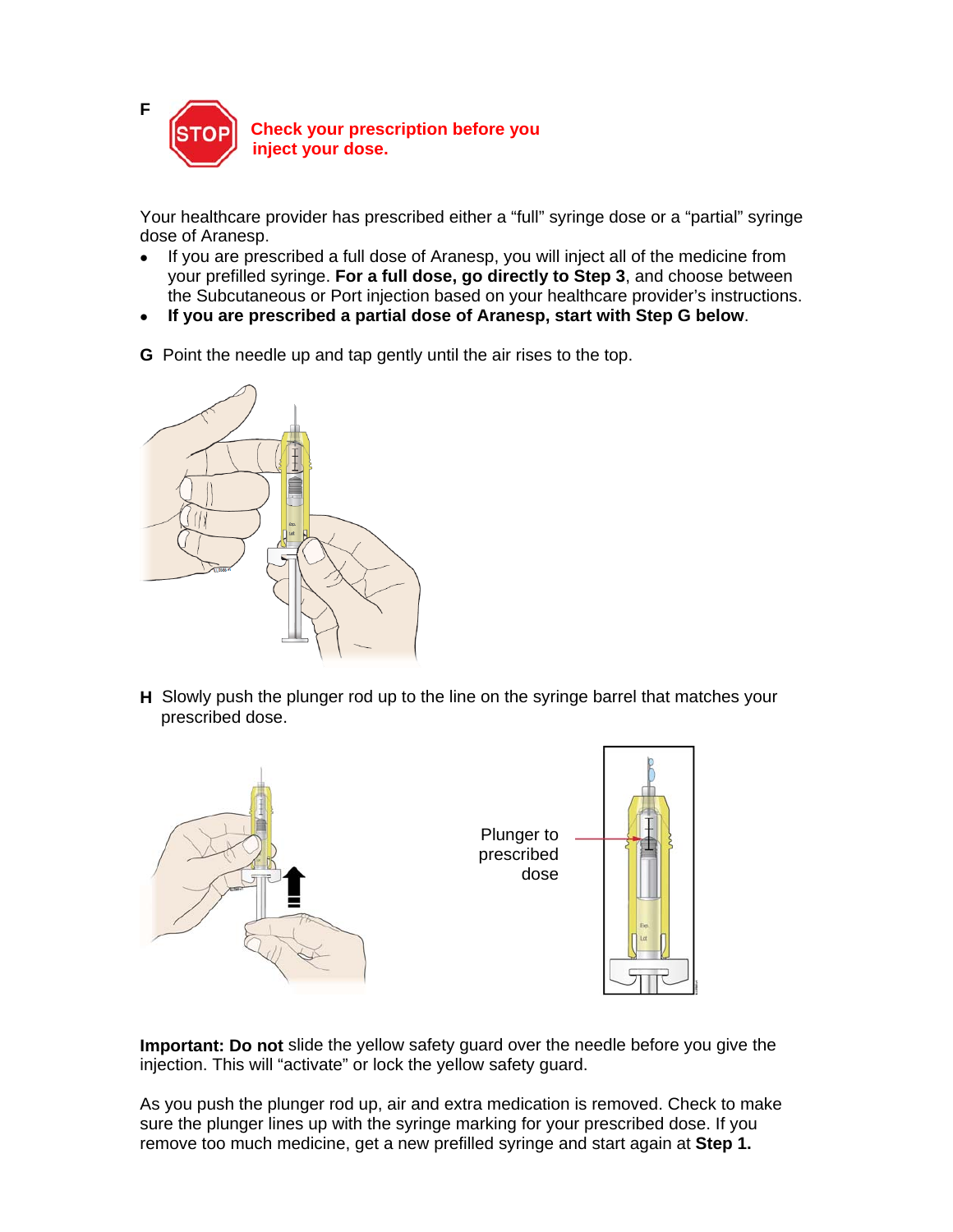**F** STOP **Check your prescription before you inject your dose.**

Your healthcare provider has prescribed either a "full" syringe dose or a "partial" syringe dose of Aranesp.

- If you are prescribed a full dose of Aranesp, you will inject all of the medicine from your prefilled syringe. **For a full dose, go directly to Step 3**, and choose between the Subcutaneous or Port injection based on your healthcare provider's instructions.
- **If you are prescribed a partial dose of Aranesp, start with Step G below**.

**G** Point the needle up and tap gently until the air rises to the top.

**H** Slowly push the plunger rod up to the line on the syringe barrel that matches your prescribed dose.

Plunger to prescribed dose

**Important: Do not** slide the yellow safety guard over the needle before you give the injection. This will "activate" or lock the yellow safety guard.

As you push the plunger rod up, air and extra medication is removed. Check to make sure the plunger lines up with the syringe marking for your prescribed dose. If you remove too much medicine, get a new prefilled syringe and start again at **Step 1.**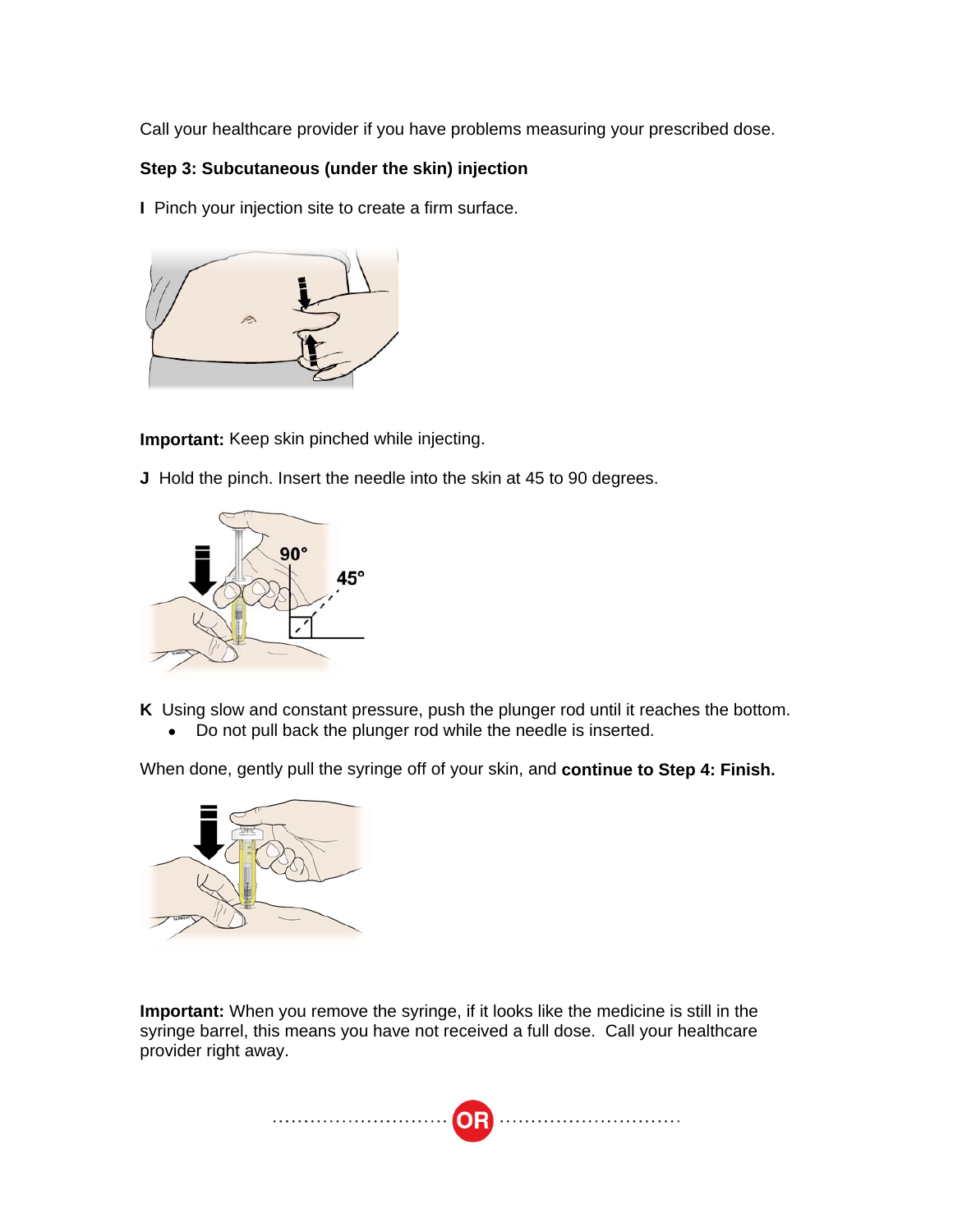Call your healthcare provider if you have problems measuring your prescribed dose.

**Step 3: Subcutaneous (under the skin) injection**

**I** Pinch your injection site to create a firm surface.

**Important:** Keep skin pinched while injecting.

**J** Hold the pinch. Insert the needle into the skin at 45 to 90 degrees.

**K** Using slow and constant pressure, push the plunger rod until it reaches the bottom.

- Do not pull back the plunger rod while the needle is inserted.

When done, gently pull the syringe off of your skin, and **continue to Step 4: Finish.**

**Important:** When you remove the syringe, if it looks like the medicine is still in the syringe barrel, this means you have not received a full dose. Call your healthcare provider right away.

OR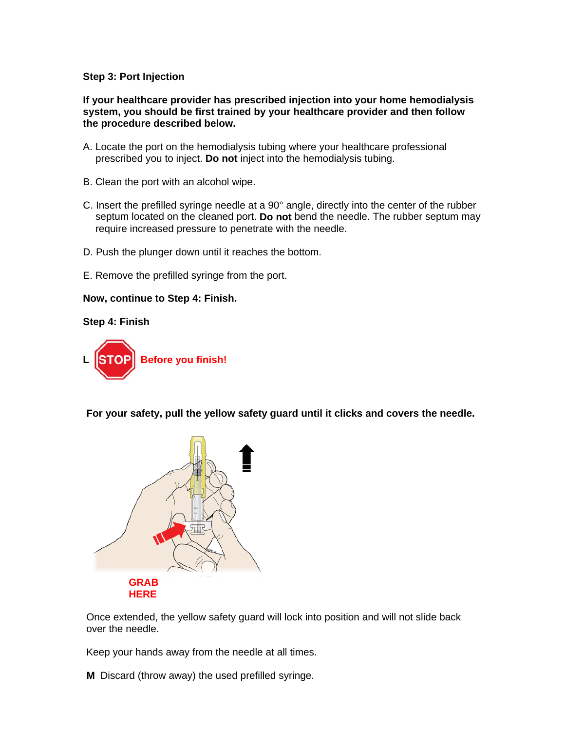**Step 3: Port Injection**

**If your healthcare provider has prescribed injection into your home hemodialysis system, you should be first trained by your healthcare provider and then follow the procedure described below.**

A. Locate the port on the hemodialysis tubing where your healthcare professional prescribed you to inject. **Do not** inject into the hemodialysis tubing.

B. Clean the port with an alcohol wipe.

C. Insert the prefilled syringe needle at a 90° angle, directly into the center of the rubber septum located on the cleaned port. **Do not** bend the needle. The rubber septum may require increased pressure to penetrate with the needle.

D. Push the plunger down until it reaches the bottom.

E. Remove the prefilled syringe from the port.

**Now, continue to Step 4: Finish.**

**Step 4: Finish**

**L** STOP **Before you finish!**

**For your safety, pull the yellow safety guard until it clicks and covers the needle.**

GRAB HERE

Once extended, the yellow safety guard will lock into position and will not slide back over the needle.

Keep your hands away from the needle at all times.

**M** Discard (throw away) the used prefilled syringe.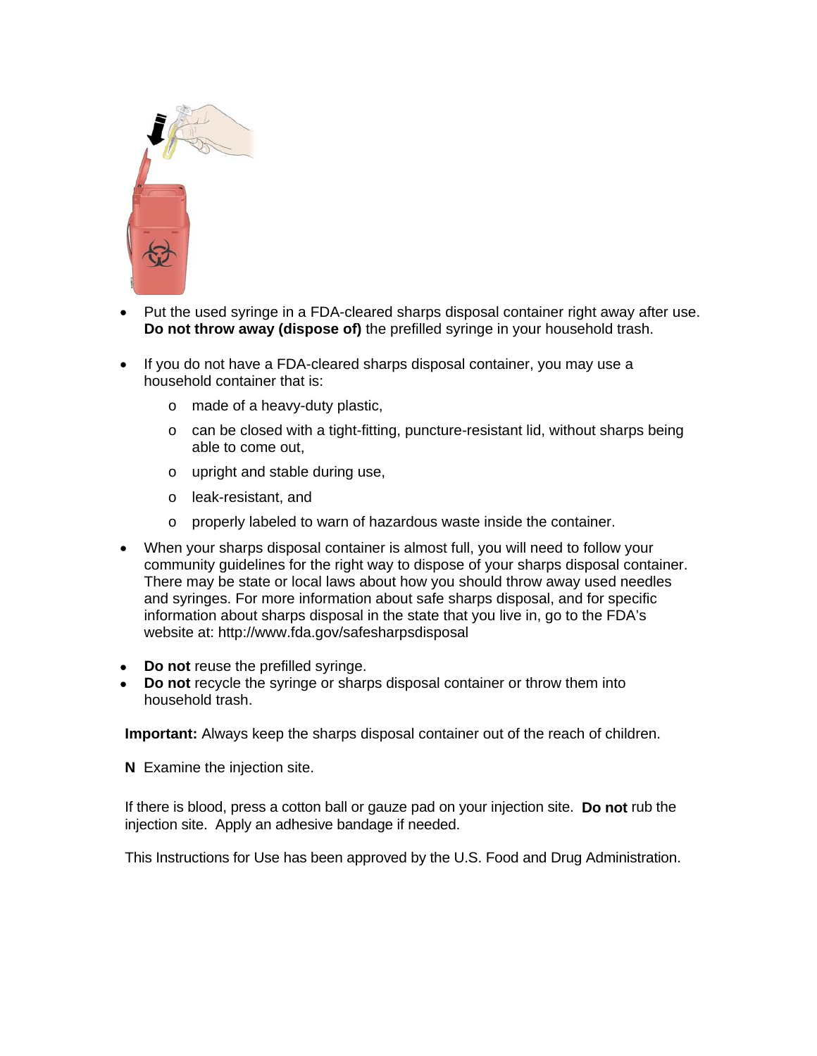- Put the used syringe in a FDA-cleared sharps disposal container right away after use. **Do not throw away (dispose of)** the prefilled syringe in your household trash.

- If you do not have a FDA-cleared sharps disposal container, you may use a household container that is:
  - made of a heavy-duty plastic,
  - can be closed with a tight-fitting, puncture-resistant lid, without sharps being able to come out,
  - upright and stable during use,
  - leak-resistant, and
  - properly labeled to warn of hazardous waste inside the container.

- When your sharps disposal container is almost full, you will need to follow your community guidelines for the right way to dispose of your sharps disposal container. There may be state or local laws about how you should throw away used needles and syringes. For more information about safe sharps disposal, and for specific information about sharps disposal in the state that you live in, go to the FDA's website at: http://www.fda.gov/safesharpsdisposal

- **Do not** reuse the prefilled syringe.
- **Do not** recycle the syringe or sharps disposal container or throw them into household trash.

**Important:** Always keep the sharps disposal container out of the reach of children.

**N** Examine the injection site.

If there is blood, press a cotton ball or gauze pad on your injection site. **Do not** rub the injection site. Apply an adhesive bandage if needed.

This Instructions for Use has been approved by the U.S. Food and Drug Administration.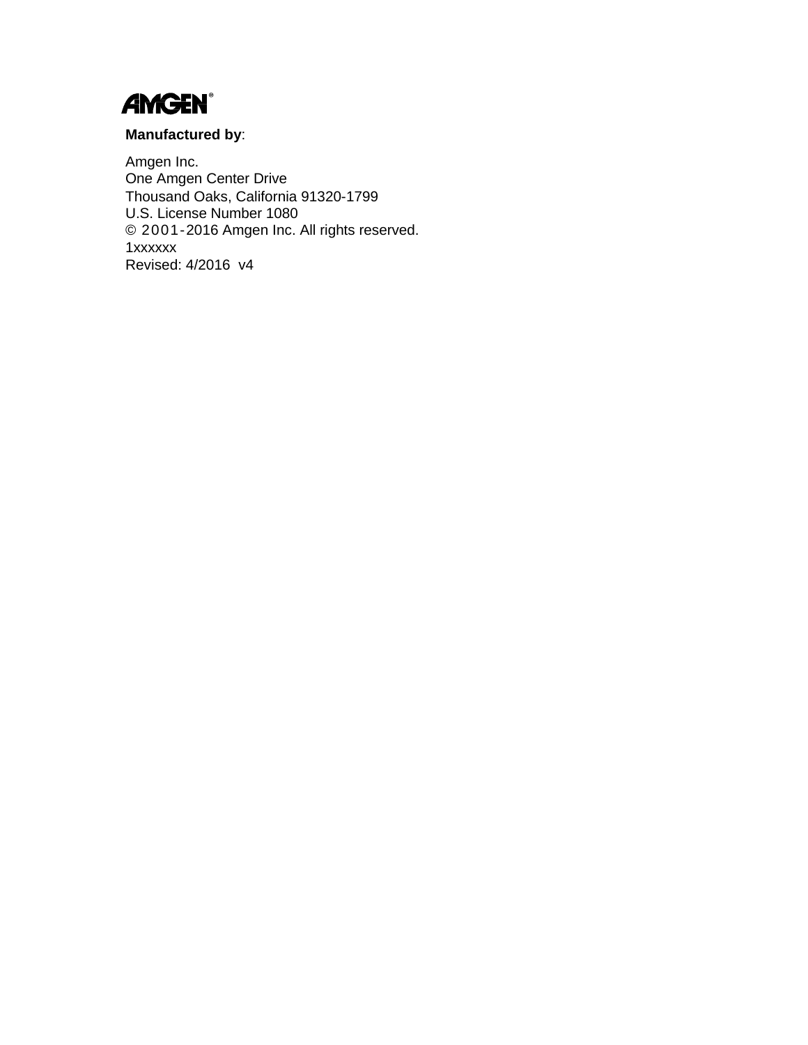AMGEN®

**Manufactured by**:

Amgen Inc.
One Amgen Center Drive
Thousand Oaks, California 91320-1799
U.S. License Number 1080
© 2001-2016 Amgen Inc. All rights reserved.
1xxxxxx
Revised: 4/2016 v4